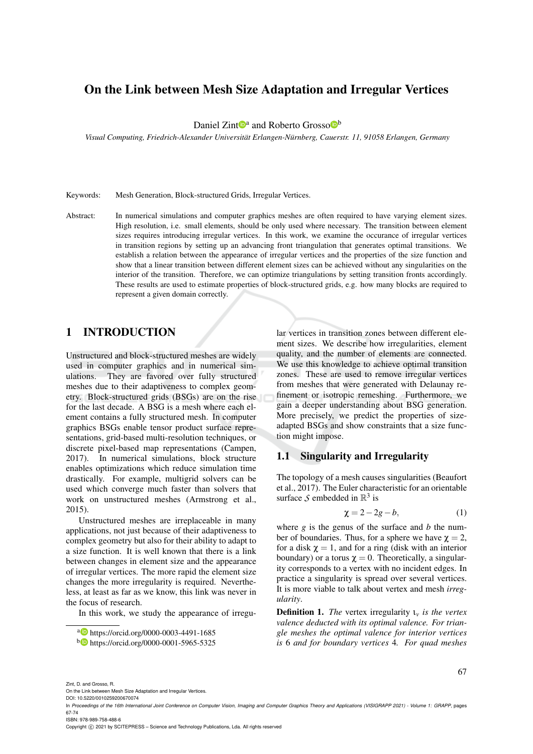# On the Link between Mesh Size Adaptation and Irregular Vertices

Daniel Zint[a] and Roberto Grosso[b]

*Visual Computing, Friedrich-Alexander Universität Erlangen-Nürnberg, Cauerstr. 11, 91058 Erlangen, Germany*

Keywords: Mesh Generation, Block-structured Grids, Irregular Vertices.

Abstract: In numerical simulations and computer graphics meshes are often required to have varying element sizes. High resolution, i.e. small elements, should be only used where necessary. The transition between element sizes requires introducing irregular vertices. In this work, we examine the occurance of irregular vertices in transition regions by setting up an advancing front triangulation that generates optimal transitions. We establish a relation between the appearance of irregular vertices and the properties of the size function and show that a linear transition between different element sizes can be achieved without any singularities on the interior of the transition. Therefore, we can optimize triangulations by setting transition fronts accordingly. These results are used to estimate properties of block-structured grids, e.g. how many blocks are required to represent a given domain correctly.

## 1 INTRODUCTION

Unstructured and block-structured meshes are widely used in computer graphics and in numerical simulations. They are favored over fully structured meshes due to their adaptiveness to complex geometry. Block-structured grids (BSGs) are on the rise for the last decade. A BSG is a mesh where each element contains a fully structured mesh. In computer graphics BSGs enable tensor product surface representations, grid-based multi-resolution techniques, or discrete pixel-based map representations (Campen, 2017). In numerical simulations, block structure enables optimizations which reduce simulation time drastically. For example, multigrid solvers can be used which converge much faster than solvers that work on unstructured meshes (Armstrong et al., 2015).

Unstructured meshes are irreplaceable in many applications, not just because of their adaptiveness to complex geometry but also for their ability to adapt to a size function. It is well known that there is a link between changes in element size and the appearance of irregular vertices. The more rapid the element size changes the more irregularity is required. Nevertheless, at least as far as we know, this link was never in the focus of research.

In this work, we study the appearance of irregular vertices in transition zones between different element sizes. We describe how irregularities, element quality, and the number of elements are connected. We use this knowledge to achieve optimal transition zones. These are used to remove irregular vertices from meshes that were generated with Delaunay refinement or isotropic remeshing. Furthermore, we gain a deeper understanding about BSG generation. More precisely, we predict the properties of size-adapted BSGs and show constraints that a size function might impose.

### 1.1 Singularity and Irregularity

The topology of a mesh causes singularities (Beaufort et al., 2017). The Euler characteristic for an orientable surface $\mathcal{S}$ embedded in $\mathbb{R}^3$ is

$$\chi = 2 - 2g - b, \tag{1}$$

where $g$ is the genus of the surface and $b$ the number of boundaries. Thus, for a sphere we have $\chi = 2$, for a disk $\chi = 1$, and for a ring (disk with an interior boundary) or a torus $\chi = 0$. Theoretically, a singularity corresponds to a vertex with no incident edges. In practice a singularity is spread over several vertices. It is more viable to talk about vertex and mesh *irregularity*.

**Definition 1.** *The* vertex irregularity $\iota_v$ *is the vertex valence deducted with its optimal valence. For triangle meshes the optimal valence for interior vertices is* 6 *and for boundary vertices* 4*. For quad meshes*

[a] https://orcid.org/0000-0003-4491-1685
[b] https://orcid.org/0000-0001-5965-5325

Zint, D. and Grosso, R.
On the Link between Mesh Size Adaptation and Irregular Vertices.
DOI: 10.5220/0010259200670074
In *Proceedings of the 16th International Joint Conference on Computer Vision, Imaging and Computer Graphics Theory and Applications (VISIGRAPP 2021) - Volume 1: GRAPP*, pages 67-74
ISBN: 978-989-758-488-6
Copyright © 2021 by SCITEPRESS – Science and Technology Publications, Lda. All rights reserved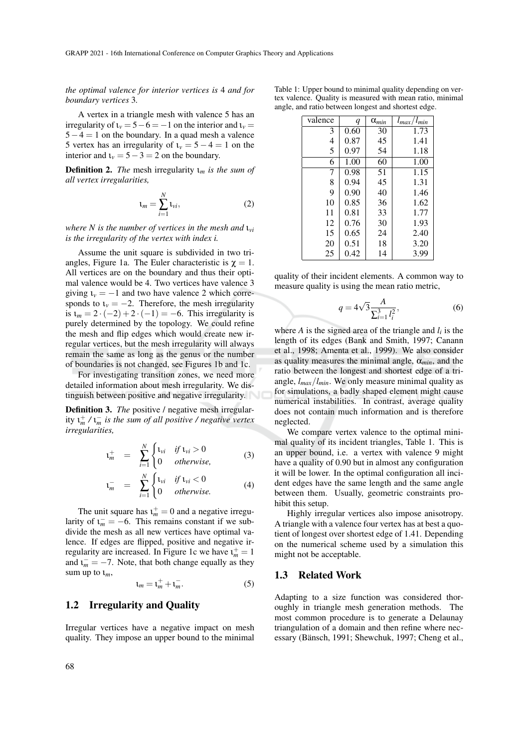*the optimal valence for interior vertices is* 4 *and for boundary vertices* 3*.*

A vertex in a triangle mesh with valence 5 has an irregularity of $\iota_v = 5-6 = -1$ on the interior and $\iota_v = 5-4 = 1$ on the boundary. In a quad mesh a valence 5 vertex has an irregularity of $\iota_v = 5-4 = 1$ on the interior and $\iota_v = 5-3 = 2$ on the boundary.

**Definition 2.** *The* mesh irregularity $\iota_m$ *is the sum of all vertex irregularities,*

$$\iota_m = \sum_{i=1}^{N} \iota_{vi}, \tag{2}$$

*where $N$ is the number of vertices in the mesh and $\iota_{vi}$ is the irregularity of the vertex with index $i$.*

Assume the unit square is subdivided in two triangles, Figure 1a. The Euler characteristic is $\chi = 1$. All vertices are on the boundary and thus their optimal valence would be 4. Two vertices have valence 3 giving $\iota_v = -1$ and two have valence 2 which corresponds to $\iota_v = -2$. Therefore, the mesh irregularity is $\iota_m = 2 \cdot (-2) + 2 \cdot (-1) = -6$. This irregularity is purely determined by the topology. We could refine the mesh and flip edges which would create new irregular vertices, but the mesh irregularity will always remain the same as long as the genus or the number of boundaries is not changed, see Figures 1b and 1c.

For investigating transition zones, we need more detailed information about mesh irregularity. We distinguish between positive and negative irregularity.

**Definition 3.** *The* positive / negative mesh irregularity $\iota_m^+$ / $\iota_m^-$ *is the sum of all positive / negative vertex irregularities,*

$$\iota_m^+ = \sum_{i=1}^{N} \begin{cases} \iota_{vi} & \text{if } \iota_{vi} > 0 \\ 0 & \text{otherwise,} \end{cases} \tag{3}$$

$$\iota_m^- = \sum_{i=1}^{N} \begin{cases} \iota_{vi} & \text{if } \iota_{vi} < 0 \\ 0 & \text{otherwise.} \end{cases} \tag{4}$$

The unit square has $\iota_m^+ = 0$ and a negative irregularity of $\iota_m^- = -6$. This remains constant if we subdivide the mesh as all new vertices have optimal valence. If edges are flipped, positive and negative irregularity are increased. In Figure 1c we have $\iota_m^+ = 1$ and $\iota_m^- = -7$. Note, that both change equally as they sum up to $\iota_m$,

$$\iota_m = \iota_m^+ + \iota_m^-. \tag{5}$$

## 1.2 Irregularity and Quality

Irregular vertices have a negative impact on mesh quality. They impose an upper bound to the minimal quality of their incident elements. A common way to measure quality is using the mean ratio metric,

$$q = 4\sqrt{3} \frac{A}{\sum_{i=1}^{3} l_i^2}, \tag{6}$$

where $A$ is the signed area of the triangle and $l_i$ is the length of its edges (Bank and Smith, 1997; Canann et al., 1998; Amenta et al., 1999). We also consider as quality measures the minimal angle, $\alpha_{min}$, and the ratio between the longest and shortest edge of a triangle, $l_{max}/l_{min}$. We only measure minimal quality as for simulations, a badly shaped element might cause numerical instabilities. In contrast, average quality does not contain much information and is therefore neglected.

Table 1: Upper bound to minimal quality depending on vertex valence. Quality is measured with mean ratio, minimal angle, and ratio between longest and shortest edge.

| valence | $q$ | $\alpha_{min}$ | $l_{max}/l_{min}$ |
|---|---|---|---|
| 3 | 0.60 | 30 | 1.73 |
| 4 | 0.87 | 45 | 1.41 |
| 5 | 0.97 | 54 | 1.18 |
| 6 | 1.00 | 60 | 1.00 |
| 7 | 0.98 | 51 | 1.15 |
| 8 | 0.94 | 45 | 1.31 |
| 9 | 0.90 | 40 | 1.46 |
| 10 | 0.85 | 36 | 1.62 |
| 11 | 0.81 | 33 | 1.77 |
| 12 | 0.76 | 30 | 1.93 |
| 15 | 0.65 | 24 | 2.40 |
| 20 | 0.51 | 18 | 3.20 |
| 25 | 0.42 | 14 | 3.99 |

We compare vertex valence to the optimal minimal quality of its incident triangles, Table 1. This is an upper bound, i.e. a vertex with valence 9 might have a quality of 0.90 but in almost any configuration it will be lower. In the optimal configuration all incident edges have the same length and the same angle between them. Usually, geometric constraints prohibit this setup.

Highly irregular vertices also impose anisotropy. A triangle with a valence four vertex has at best a quotient of longest over shortest edge of 1.41. Depending on the numerical scheme used by a simulation this might not be acceptable.

## 1.3 Related Work

Adapting to a size function was considered thoroughly in triangle mesh generation methods. The most common procedure is to generate a Delaunay triangulation of a domain and then refine where necessary (Bänsch, 1991; Shewchuk, 1997; Cheng et al.,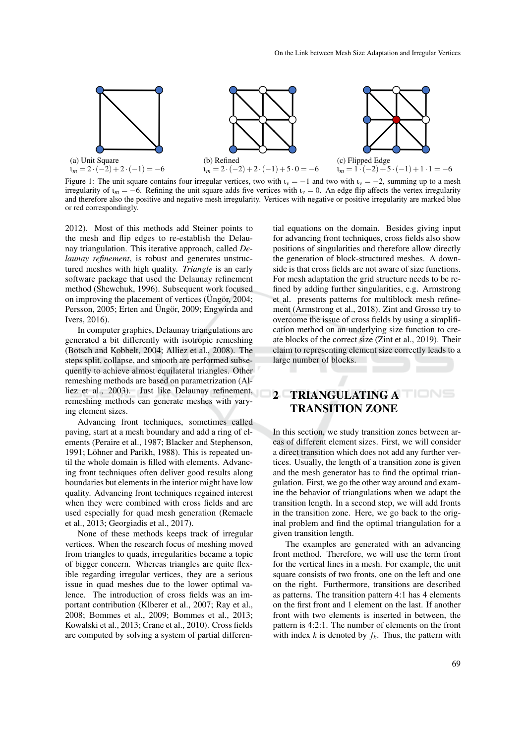(a) Unit Square
$\iota_m = 2 \cdot (-2) + 2 \cdot (-1) = -6$

(b) Refined
$\iota_m = 2 \cdot (-2) + 2 \cdot (-1) + 5 \cdot 0 = -6$

(c) Flipped Edge
$\iota_m = 1 \cdot (-2) + 5 \cdot (-1) + 1 \cdot 1 = -6$

Figure 1: The unit square contains four irregular vertices, two with $\iota_v = -1$ and two with $\iota_v = -2$, summing up to a mesh irregularity of $\iota_m = -6$. Refining the unit square adds five vertices with $\iota_v = 0$. An edge flip affects the vertex irregularity and therefore also the positive and negative mesh irregularity. Vertices with negative or positive irregularity are marked blue or red correspondingly.

2012). Most of this methods add Steiner points to the mesh and flip edges to re-establish the Delaunay triangulation. This iterative approach, called *Delaunay refinement*, is robust and generates unstructured meshes with high quality. *Triangle* is an early software package that used the Delaunay refinement method (Shewchuk, 1996). Subsequent work focused on improving the placement of vertices (Üngör, 2004; Persson, 2005; Erten and Üngör, 2009; Engwirda and Ivers, 2016).

In computer graphics, Delaunay triangulations are generated a bit differently with isotropic remeshing (Botsch and Kobbelt, 2004; Alliez et al., 2008). The steps split, collapse, and smooth are performed subsequently to achieve almost equilateral triangles. Other remeshing methods are based on parametrization (Alliez et al., 2003). Just like Delaunay refinement, remeshing methods can generate meshes with varying element sizes.

Advancing front techniques, sometimes called paving, start at a mesh boundary and add a ring of elements (Peraire et al., 1987; Blacker and Stephenson, 1991; Löhner and Parikh, 1988). This is repeated until the whole domain is filled with elements. Advancing front techniques often deliver good results along boundaries but elements in the interior might have low quality. Advancing front techniques regained interest when they were combined with cross fields and are used especially for quad mesh generation (Remacle et al., 2013; Georgiadis et al., 2017).

None of these methods keeps track of irregular vertices. When the research focus of meshing moved from triangles to quads, irregularities became a topic of bigger concern. Whereas triangles are quite flexible regarding irregular vertices, they are a serious issue in quad meshes due to the lower optimal valence. The introduction of cross fields was an important contribution (Klberer et al., 2007; Ray et al., 2008; Bommes et al., 2009; Bommes et al., 2013; Kowalski et al., 2013; Crane et al., 2010). Cross fields are computed by solving a system of partial differential equations on the domain. Besides giving input for advancing front techniques, cross fields also show positions of singularities and therefore allow directly the generation of block-structured meshes. A downside is that cross fields are not aware of size functions. For mesh adaptation the grid structure needs to be refined by adding further singularities, e.g. Armstrong et al. presents patterns for multiblock mesh refinement (Armstrong et al., 2018). Zint and Grosso try to overcome the issue of cross fields by using a simplification method on an underlying size function to create blocks of the correct size (Zint et al., 2019). Their claim to representing element size correctly leads to a large number of blocks.

## 2 TRIANGULATING A TRANSITION ZONE

In this section, we study transition zones between areas of different element sizes. First, we will consider a direct transition which does not add any further vertices. Usually, the length of a transition zone is given and the mesh generator has to find the optimal triangulation. First, we go the other way around and examine the behavior of triangulations when we adapt the transition length. In a second step, we will add fronts in the transition zone. Here, we go back to the original problem and find the optimal triangulation for a given transition length.

The examples are generated with an advancing front method. Therefore, we will use the term front for the vertical lines in a mesh. For example, the unit square consists of two fronts, one on the left and one on the right. Furthermore, transitions are described as patterns. The transition pattern 4:1 has 4 elements on the first front and 1 element on the last. If another front with two elements is inserted in between, the pattern is 4:2:1. The number of elements on the front with index $k$ is denoted by $f_k$. Thus, the pattern with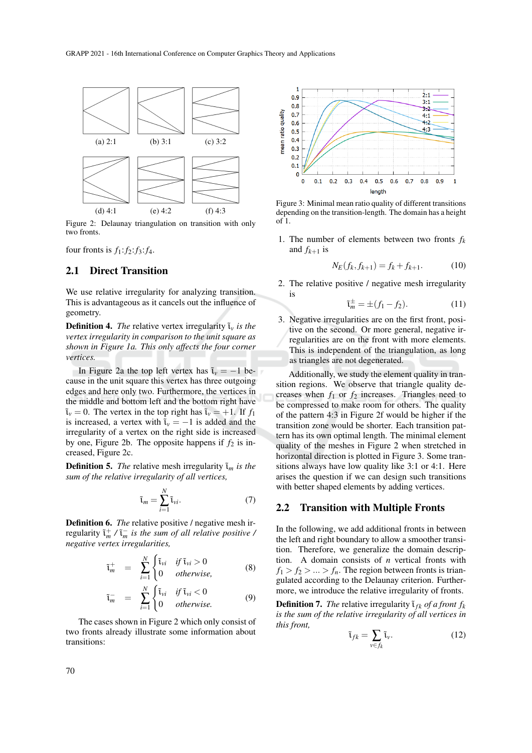(a) 2:1 (b) 3:1 (c) 3:2

(d) 4:1 (e) 4:2 (f) 4:3

Figure 2: Delaunay triangulation on transition with only two fronts.

four fronts is $f_1$:$f_2$:$f_3$:$f_4$.

## 2.1 Direct Transition

We use relative irregularity for analyzing transition. This is advantageous as it cancels out the influence of geometry.

**Definition 4.** *The* relative vertex irregularity $\tilde{\iota}_v$ *is the vertex irregularity in comparison to the unit square as shown in Figure 1a. This only affects the four corner vertices.*

In Figure 2a the top left vertex has $\tilde{\iota}_v = -1$ because in the unit square this vertex has three outgoing edges and here only two. Furthermore, the vertices in the middle and bottom left and the bottom right have $\tilde{\iota}_v = 0$. The vertex in the top right has $\tilde{\iota}_v = +1$. If $f_1$ is increased, a vertex with $\tilde{\iota}_v = -1$ is added and the irregularity of a vertex on the right side is increased by one, Figure 2b. The opposite happens if $f_2$ is increased, Figure 2c.

**Definition 5.** *The* relative mesh irregularity $\tilde{\iota}_m$ *is the sum of the relative irregularity of all vertices,*

$$\tilde{\iota}_m = \sum_{i=1}^{N} \tilde{\iota}_{vi}. \tag{7}$$

**Definition 6.** *The* relative positive / negative mesh irregularity $\tilde{\iota}_m^+$ / $\tilde{\iota}_m^-$ *is the sum of all relative positive / negative vertex irregularities,*

$$\tilde{\iota}_m^+ = \sum_{i=1}^{N} \begin{cases} \tilde{\iota}_{vi} & \text{if } \tilde{\iota}_{vi} > 0 \\ 0 & \text{otherwise,} \end{cases} \tag{8}$$

$$\tilde{\iota}_m^- = \sum_{i=1}^{N} \begin{cases} \tilde{\iota}_{vi} & \text{if } \tilde{\iota}_{vi} < 0 \\ 0 & \text{otherwise.} \end{cases} \tag{9}$$

The cases shown in Figure 2 which only consist of two fronts already illustrate some information about transitions:

Figure 3: Minimal mean ratio quality of different transitions depending on the transition-length. The domain has a height of 1.

1. The number of elements between two fronts $f_k$ and $f_{k+1}$ is
$$N_E(f_k, f_{k+1}) = f_k + f_{k+1}. \tag{10}$$
2. The relative positive / negative mesh irregularity is
$$\tilde{\iota}_m^\pm = \pm(f_1 - f_2). \tag{11}$$
3. Negative irregularities are on the first front, positive on the second. Or more general, negative irregularities are on the front with more elements. This is independent of the triangulation, as long as triangles are not degenerated.

Additionally, we study the element quality in transition regions. We observe that triangle quality decreases when $f_1$ or $f_2$ increases. Triangles need to be compressed to make room for others. The quality of the pattern 4:3 in Figure 2f would be higher if the transition zone would be shorter. Each transition pattern has its own optimal length. The minimal element quality of the meshes in Figure 2 when stretched in horizontal direction is plotted in Figure 3. Some transitions always have low quality like 3:1 or 4:1. Here arises the question if we can design such transitions with better shaped elements by adding vertices.

## 2.2 Transition with Multiple Fronts

In the following, we add additional fronts in between the left and right boundary to allow a smoother transition. Therefore, we generalize the domain description. A domain consists of $n$ vertical fronts with $f_1 > f_2 > ... > f_n$. The region between fronts is triangulated according to the Delaunay criterion. Furthermore, we introduce the relative irregularity of fronts.

**Definition 7.** *The* relative irregularity $\tilde{\iota}_{fk}$ *of a front $f_k$ is the sum of the relative irregularity of all vertices in this front,*

$$\tilde{\iota}_{fk} = \sum_{v \in f_k} \tilde{\iota}_v. \tag{12}$$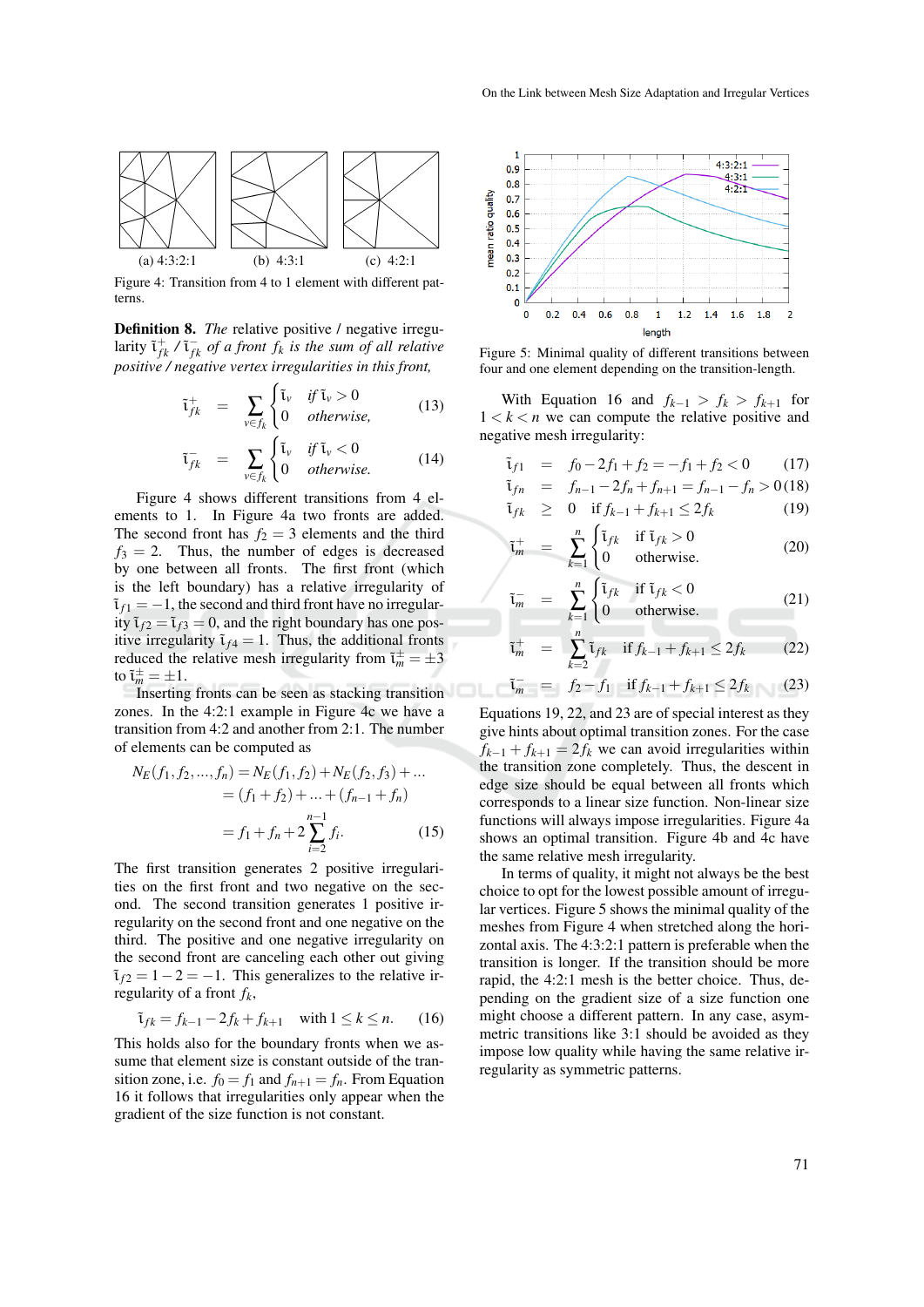(a) 4:3:2:1 (b) 4:3:1 (c) 4:2:1

Figure 4: Transition from 4 to 1 element with different patterns.

**Definition 8.** *The* relative positive / negative irregularity $\tilde{\iota}^+_{fk}$ / $\tilde{\iota}^-_{fk}$ *of a front* $f_k$ *is the sum of all relative positive / negative vertex irregularities in this front,*

$$\tilde{\iota}^+_{fk} = \sum_{v \in f_k} \begin{cases} \tilde{\iota}_v & \text{if } \tilde{\iota}_v > 0 \\ 0 & \text{otherwise,} \end{cases} \quad (13)$$

$$\tilde{\iota}^-_{fk} = \sum_{v \in f_k} \begin{cases} \tilde{\iota}_v & \text{if } \tilde{\iota}_v < 0 \\ 0 & \text{otherwise.} \end{cases} \quad (14)$$

Figure 4 shows different transitions from 4 elements to 1. In Figure 4a two fronts are added. The second front has $f_2 = 3$ elements and the third $f_3 = 2$. Thus, the number of edges is decreased by one between all fronts. The first front (which is the left boundary) has a relative irregularity of $\tilde{\iota}_{f1} = -1$, the second and third front have no irregularity $\tilde{\iota}_{f2} = \tilde{\iota}_{f3} = 0$, and the right boundary has one positive irregularity $\tilde{\iota}_{f4} = 1$. Thus, the additional fronts reduced the relative mesh irregularity from $\tilde{\iota}^\pm_m = \pm 3$ to $\tilde{\iota}^\pm_m = \pm 1$.

Inserting fronts can be seen as stacking transition zones. In the 4:2:1 example in Figure 4c we have a transition from 4:2 and another from 2:1. The number of elements can be computed as

$$\begin{aligned} N_E(f_1, f_2, ..., f_n) &= N_E(f_1, f_2) + N_E(f_2, f_3) + ... \\ &= (f_1 + f_2) + ... + (f_{n-1} + f_n) \\ &= f_1 + f_n + 2\sum_{i=2}^{n-1} f_i. \end{aligned} \quad (15)$$

The first transition generates 2 positive irregularities on the first front and two negative on the second. The second transition generates 1 positive irregularity on the second front and one negative on the third. The positive and one negative irregularity on the second front are canceling each other out giving $\tilde{\iota}_{f2} = 1 - 2 = -1$. This generalizes to the relative irregularity of a front $f_k$,

$$\tilde{\iota}_{fk} = f_{k-1} - 2f_k + f_{k+1} \quad \text{with } 1 \leq k \leq n. \quad (16)$$

This holds also for the boundary fronts when we assume that element size is constant outside of the transition zone, i.e. $f_0 = f_1$ and $f_{n+1} = f_n$. From Equation 16 it follows that irregularities only appear when the gradient of the size function is not constant.

Figure 5: Minimal quality of different transitions between four and one element depending on the transition-length.

With Equation 16 and $f_{k-1} > f_k > f_{k+1}$ for $1 < k < n$ we can compute the relative positive and negative mesh irregularity:

$$\begin{aligned} \tilde{\iota}_{f1} &= f_0 - 2f_1 + f_2 = -f_1 + f_2 < 0 && (17) \\ \tilde{\iota}_{fn} &= f_{n-1} - 2f_n + f_{n+1} = f_{n-1} - f_n > 0 && (18) \\ \tilde{\iota}_{fk} &\geq 0 \quad \text{if } f_{k-1} + f_{k+1} \leq 2f_k && (19) \end{aligned}$$

$$\tilde{\iota}^+_m = \sum_{k=1}^{n} \begin{cases} \tilde{\iota}_{fk} & \text{if } \tilde{\iota}_{fk} > 0 \\ 0 & \text{otherwise.} \end{cases} \quad (20)$$

$$\tilde{\iota}^-_m = \sum_{k=1}^{n} \begin{cases} \tilde{\iota}_{fk} & \text{if } \tilde{\iota}_{fk} < 0 \\ 0 & \text{otherwise.} \end{cases} \quad (21)$$

$$\tilde{\iota}^+_m = \sum_{k=2}^{n} \tilde{\iota}_{fk} \quad \text{if } f_{k-1} + f_{k+1} \leq 2f_k \quad (22)$$

$$\tilde{\iota}^-_m = f_2 - f_1 \quad \text{if } f_{k-1} + f_{k+1} \leq 2f_k \quad (23)$$

Equations 19, 22, and 23 are of special interest as they give hints about optimal transition zones. For the case $f_{k-1} + f_{k+1} = 2f_k$ we can avoid irregularities within the transition zone completely. Thus, the descent in edge size should be equal between all fronts which corresponds to a linear size function. Non-linear size functions will always impose irregularities. Figure 4a shows an optimal transition. Figure 4b and 4c have the same relative mesh irregularity.

In terms of quality, it might not always be the best choice to opt for the lowest possible amount of irregular vertices. Figure 5 shows the minimal quality of the meshes from Figure 4 when stretched along the horizontal axis. The 4:3:2:1 pattern is preferable when the transition is longer. If the transition should be more rapid, the 4:2:1 mesh is the better choice. Thus, depending on the gradient size of a size function one might choose a different pattern. In any case, asymmetric transitions like 3:1 should be avoided as they impose low quality while having the same relative irregularity as symmetric patterns.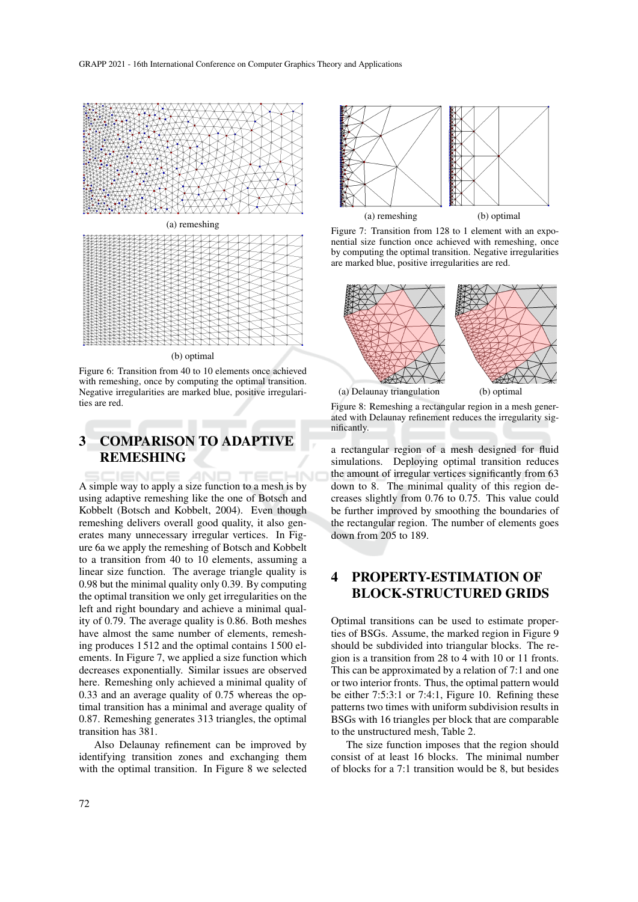(a) remeshing

(b) optimal

Figure 6: Transition from 40 to 10 elements once achieved with remeshing, once by computing the optimal transition. Negative irregularities are marked blue, positive irregularities are red.

## 3 COMPARISON TO ADAPTIVE REMESHING

A simple way to apply a size function to a mesh is by using adaptive remeshing like the one of Botsch and Kobbelt (Botsch and Kobbelt, 2004). Even though remeshing delivers overall good quality, it also generates many unnecessary irregular vertices. In Figure 6a we apply the remeshing of Botsch and Kobbelt to a transition from 40 to 10 elements, assuming a linear size function. The average triangle quality is 0.98 but the minimal quality only 0.39. By computing the optimal transition we only get irregularities on the left and right boundary and achieve a minimal quality of 0.79. The average quality is 0.86. Both meshes have almost the same number of elements, remeshing produces 1 512 and the optimal contains 1 500 elements. In Figure 7, we applied a size function which decreases exponentially. Similar issues are observed here. Remeshing only achieved a minimal quality of 0.33 and an average quality of 0.75 whereas the optimal transition has a minimal and average quality of 0.87. Remeshing generates 313 triangles, the optimal transition has 381.

Also Delaunay refinement can be improved by identifying transition zones and exchanging them with the optimal transition. In Figure 8 we selected a rectangular region of a mesh designed for fluid simulations. Deploying optimal transition reduces the amount of irregular vertices significantly from 63 down to 8. The minimal quality of this region decreases slightly from 0.76 to 0.75. This value could be further improved by smoothing the boundaries of the rectangular region. The number of elements goes down from 205 to 189.

(a) remeshing (b) optimal

Figure 7: Transition from 128 to 1 element with an exponential size function once achieved with remeshing, once by computing the optimal transition. Negative irregularities are marked blue, positive irregularities are red.

(a) Delaunay triangulation (b) optimal

Figure 8: Remeshing a rectangular region in a mesh generated with Delaunay refinement reduces the irregularity significantly.

## 4 PROPERTY-ESTIMATION OF BLOCK-STRUCTURED GRIDS

Optimal transitions can be used to estimate properties of BSGs. Assume, the marked region in Figure 9 should be subdivided into triangular blocks. The region is a transition from 28 to 4 with 10 or 11 fronts. This can be approximated by a relation of 7:1 and one or two interior fronts. Thus, the optimal pattern would be either 7:5:3:1 or 7:4:1, Figure 10. Refining these patterns two times with uniform subdivision results in BSGs with 16 triangles per block that are comparable to the unstructured mesh, Table 2.

The size function imposes that the region should consist of at least 16 blocks. The minimal number of blocks for a 7:1 transition would be 8, but besides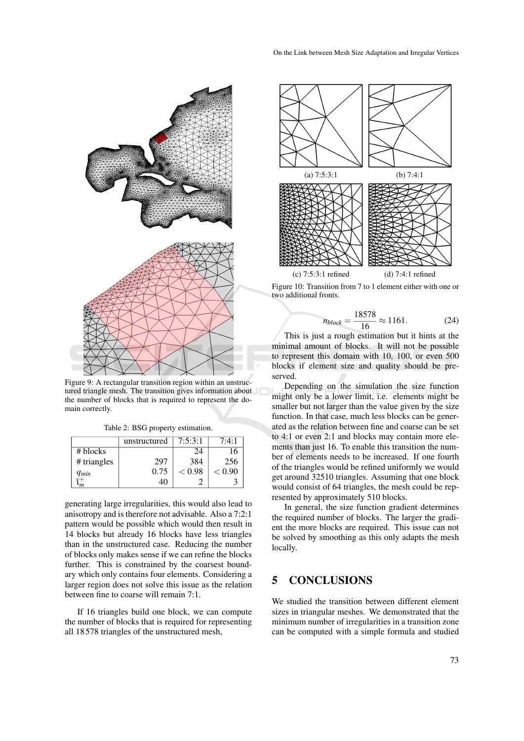Figure 9: A rectangular transition region within an unstructured triangle mesh. The transition gives information about the number of blocks that is required to represent the domain correctly.

Table 2: BSG property estimation.

| | unstructured | 7:5:3:1 | 7:4:1 |
|---|---|---|---|
| # blocks | | 24 | 16 |
| # triangles | 297 | 384 | 256 |
| $q_{min}$ | 0.75 | $< 0.98$ | $< 0.90$ |
| $\mathfrak{i}_m^+$ | 40 | 2 | 3 |

generating large irregularities, this would also lead to anisotropy and is therefore not advisable. Also a 7:2:1 pattern would be possible which would then result in 14 blocks but already 16 blocks have less triangles than in the unstructured case. Reducing the number of blocks only makes sense if we can refine the blocks further. This is constrained by the coarsest boundary which only contains four elements. Considering a larger region does not solve this issue as the relation between fine to coarse will remain 7:1.

If 16 triangles build one block, we can compute the number of blocks that is required for representing all 18 578 triangles of the unstructured mesh,

Figure 10: Transition from 7 to 1 element either with one or two additional fronts. (a) 7:5:3:1 (b) 7:4:1 (c) 7:5:3:1 refined (d) 7:4:1 refined

$$n_{block} = \frac{18578}{16} \approx 1161. \tag{24}$$

This is just a rough estimation but it hints at the minimal amount of blocks. It will not be possible to represent this domain with 10, 100, or even 500 blocks if element size and quality should be preserved.

Depending on the simulation the size function might only be a lower limit, i.e. elements might be smaller but not larger than the value given by the size function. In that case, much less blocks can be generated as the relation between fine and coarse can be set to 4:1 or even 2:1 and blocks may contain more elements than just 16. To enable this transition the number of elements needs to be increased. If one fourth of the triangles would be refined uniformly we would get around 32510 triangles. Assuming that one block would consist of 64 triangles, the mesh could be represented by approximately 510 blocks.

In general, the size function gradient determines the required number of blocks. The larger the gradient the more blocks are required. This issue can not be solved by smoothing as this only adapts the mesh locally.

## 5 CONCLUSIONS

We studied the transition between different element sizes in triangular meshes. We demonstrated that the minimum number of irregularities in a transition zone can be computed with a simple formula and studied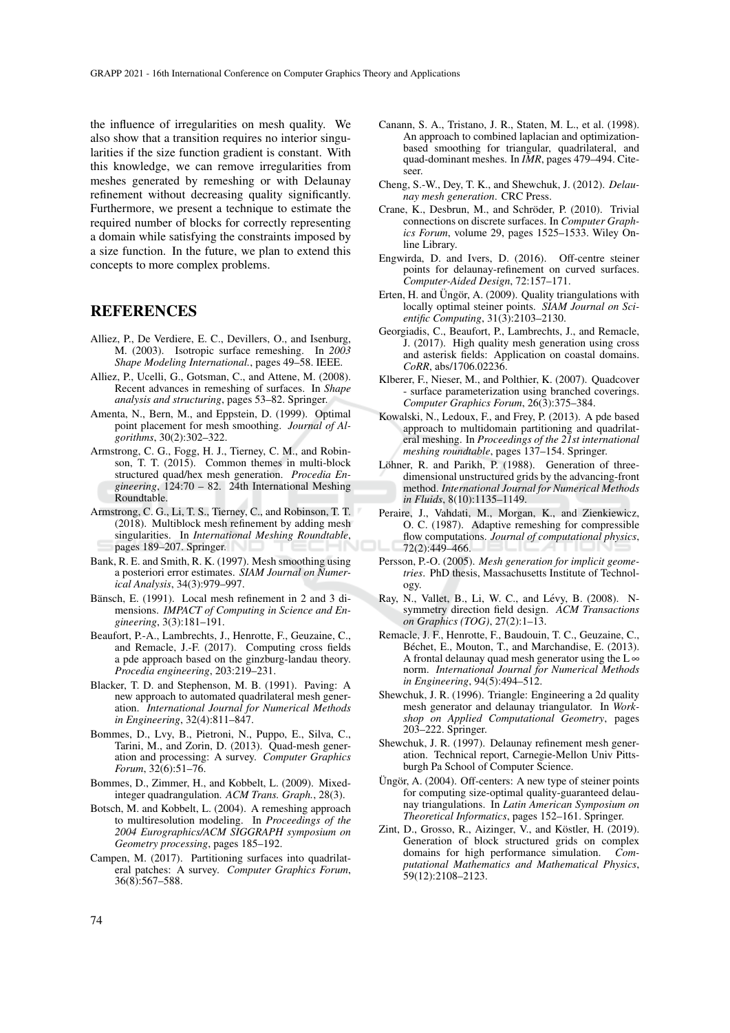the influence of irregularities on mesh quality. We also show that a transition requires no interior singularities if the size function gradient is constant. With this knowledge, we can remove irregularities from meshes generated by remeshing or with Delaunay refinement without decreasing quality significantly. Furthermore, we present a technique to estimate the required number of blocks for correctly representing a domain while satisfying the constraints imposed by a size function. In the future, we plan to extend this concepts to more complex problems.

## REFERENCES

Alliez, P., De Verdiere, E. C., Devillers, O., and Isenburg, M. (2003). Isotropic surface remeshing. In *2003 Shape Modeling International.*, pages 49–58. IEEE.

Alliez, P., Ucelli, G., Gotsman, C., and Attene, M. (2008). Recent advances in remeshing of surfaces. In *Shape analysis and structuring*, pages 53–82. Springer.

Amenta, N., Bern, M., and Eppstein, D. (1999). Optimal point placement for mesh smoothing. *Journal of Algorithms*, 30(2):302–322.

Armstrong, C. G., Fogg, H. J., Tierney, C. M., and Robinson, T. T. (2015). Common themes in multi-block structured quad/hex mesh generation. *Procedia Engineering*, 124:70 – 82. 24th International Meshing Roundtable.

Armstrong, C. G., Li, T. S., Tierney, C., and Robinson, T. T. (2018). Multiblock mesh refinement by adding mesh singularities. In *International Meshing Roundtable*, pages 189–207. Springer.

Bank, R. E. and Smith, R. K. (1997). Mesh smoothing using a posteriori error estimates. *SIAM Journal on Numerical Analysis*, 34(3):979–997.

Bänsch, E. (1991). Local mesh refinement in 2 and 3 dimensions. *IMPACT of Computing in Science and Engineering*, 3(3):181–191.

Beaufort, P.-A., Lambrechts, J., Henrotte, F., Geuzaine, C., and Remacle, J.-F. (2017). Computing cross fields a pde approach based on the ginzburg-landau theory. *Procedia engineering*, 203:219–231.

Blacker, T. D. and Stephenson, M. B. (1991). Paving: A new approach to automated quadrilateral mesh generation. *International Journal for Numerical Methods in Engineering*, 32(4):811–847.

Bommes, D., Lvy, B., Pietroni, N., Puppo, E., Silva, C., Tarini, M., and Zorin, D. (2013). Quad-mesh generation and processing: A survey. *Computer Graphics Forum*, 32(6):51–76.

Bommes, D., Zimmer, H., and Kobbelt, L. (2009). Mixed-integer quadrangulation. *ACM Trans. Graph.*, 28(3).

Botsch, M. and Kobbelt, L. (2004). A remeshing approach to multiresolution modeling. In *Proceedings of the 2004 Eurographics/ACM SIGGRAPH symposium on Geometry processing*, pages 185–192.

Campen, M. (2017). Partitioning surfaces into quadrilateral patches: A survey. *Computer Graphics Forum*, 36(8):567–588.

Canann, S. A., Tristano, J. R., Staten, M. L., et al. (1998). An approach to combined laplacian and optimization-based smoothing for triangular, quadrilateral, and quad-dominant meshes. In *IMR*, pages 479–494. Citeseer.

Cheng, S.-W., Dey, T. K., and Shewchuk, J. (2012). *Delaunay mesh generation*. CRC Press.

Crane, K., Desbrun, M., and Schröder, P. (2010). Trivial connections on discrete surfaces. In *Computer Graphics Forum*, volume 29, pages 1525–1533. Wiley Online Library.

Engwirda, D. and Ivers, D. (2016). Off-centre steiner points for delaunay-refinement on curved surfaces. *Computer-Aided Design*, 72:157–171.

Erten, H. and Üngör, A. (2009). Quality triangulations with locally optimal steiner points. *SIAM Journal on Scientific Computing*, 31(3):2103–2130.

Georgiadis, C., Beaufort, P., Lambrechts, J., and Remacle, J. (2017). High quality mesh generation using cross and asterisk fields: Application on coastal domains. *CoRR*, abs/1706.02236.

Klberer, F., Nieser, M., and Polthier, K. (2007). Quadcover - surface parameterization using branched coverings. *Computer Graphics Forum*, 26(3):375–384.

Kowalski, N., Ledoux, F., and Frey, P. (2013). A pde based approach to multidomain partitioning and quadrilateral meshing. In *Proceedings of the 21st international meshing roundtable*, pages 137–154. Springer.

Löhner, R. and Parikh, P. (1988). Generation of three-dimensional unstructured grids by the advancing-front method. *International Journal for Numerical Methods in Fluids*, 8(10):1135–1149.

Peraire, J., Vahdati, M., Morgan, K., and Zienkiewicz, O. C. (1987). Adaptive remeshing for compressible flow computations. *Journal of computational physics*, 72(2):449–466.

Persson, P.-O. (2005). *Mesh generation for implicit geometries*. PhD thesis, Massachusetts Institute of Technology.

Ray, N., Vallet, B., Li, W. C., and Lévy, B. (2008). N-symmetry direction field design. *ACM Transactions on Graphics (TOG)*, 27(2):1–13.

Remacle, J. F., Henrotte, F., Baudouin, T. C., Geuzaine, C., Béchet, E., Mouton, T., and Marchandise, E. (2013). A frontal delaunay quad mesh generator using the $L_\infty$ norm. *International Journal for Numerical Methods in Engineering*, 94(5):494–512.

Shewchuk, J. R. (1996). Triangle: Engineering a 2d quality mesh generator and delaunay triangulator. In *Workshop on Applied Computational Geometry*, pages 203–222. Springer.

Shewchuk, J. R. (1997). Delaunay refinement mesh generation. Technical report, Carnegie-Mellon Univ Pittsburgh Pa School of Computer Science.

Üngör, A. (2004). Off-centers: A new type of steiner points for computing size-optimal quality-guaranteed delaunay triangulations. In *Latin American Symposium on Theoretical Informatics*, pages 152–161. Springer.

Zint, D., Grosso, R., Aizinger, V., and Köstler, H. (2019). Generation of block structured grids on complex domains for high performance simulation. *Computational Mathematics and Mathematical Physics*, 59(12):2108–2123.